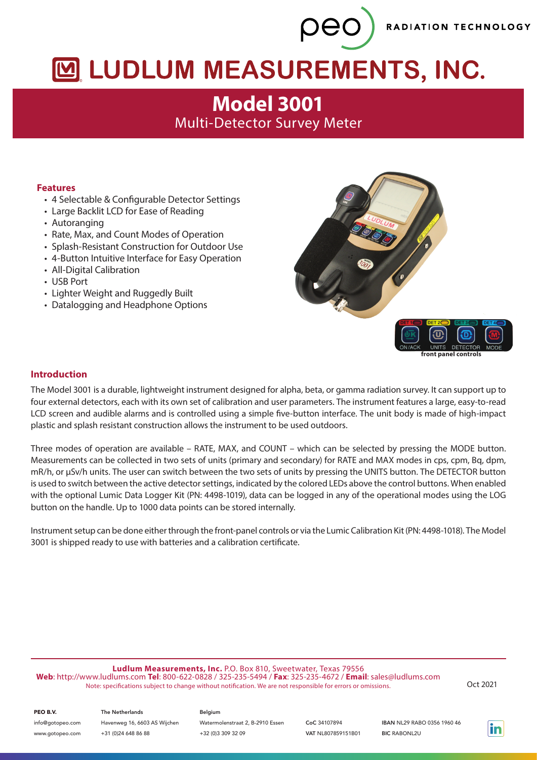# LUDLUM MEASUREMENTS, INC.

## Model 3001

Multi-Detector Survey Meter

### Features

- 4 Selectable & Configurable Detector Settings
- Large Backlit LCD for Ease of Reading
- Autoranging
- Rate, Max, and Count Modes of Operation
- Splash-Resistant Construction for Outdoor Use
- 4-Button Intuitive Interface for Easy Operation
- All-Digital Calibration
- USB Port
- Lighter Weight and Ruggedly Built
- Datalogging and Headphone Options

front panel controls

### Introduction

The Model 3001 is a durable, lightweight instrument designed for alpha, beta, or gamma radiation survey. It can support up to four external detectors, each with its own set of calibration and user parameters. The instrument features a large, easy-to-read LCD screen and audible alarms and is controlled using a simple five-button interface. The unit body is made of high-impact plastic and splash resistant construction allows the instrument to be used outdoors.

Three modes of operation are available – RATE, MAX, and COUNT – which can be selected by pressing the MODE button. Measurements can be collected in two sets of units (primary and secondary) for RATE and MAX modes in cps, cpm, Bq, dpm, mR/h, or μSv/h units. The user can switch between the two sets of units by pressing the UNITS button. The DETECTOR button is used to switch between the active detector settings, indicated by the colored LEDs above the control buttons. When enabled with the optional Lumic Data Logger Kit (PN: 4498-1019), data can be logged in any of the operational modes using the LOG button on the handle. Up to 1000 data points can be stored internally.

Instrument setup can be done either through the front-panel controls or via the Lumic Calibration Kit (PN: 4498-1018). The Model 3001 is shipped ready to use with batteries and a calibration certificate.

**Ludlum Measurements, Inc.** P.O. Box 810, Sweetwater, Texas 79556
**Web**: http://www.ludlums.com **Tel**: 800-622-0828 / 325-235-5494 / **Fax**: 325-235-4672 / **Email**: sales@ludlums.com
Note: specifications subject to change without notification. We are not responsible for errors or omissions.

Oct 2021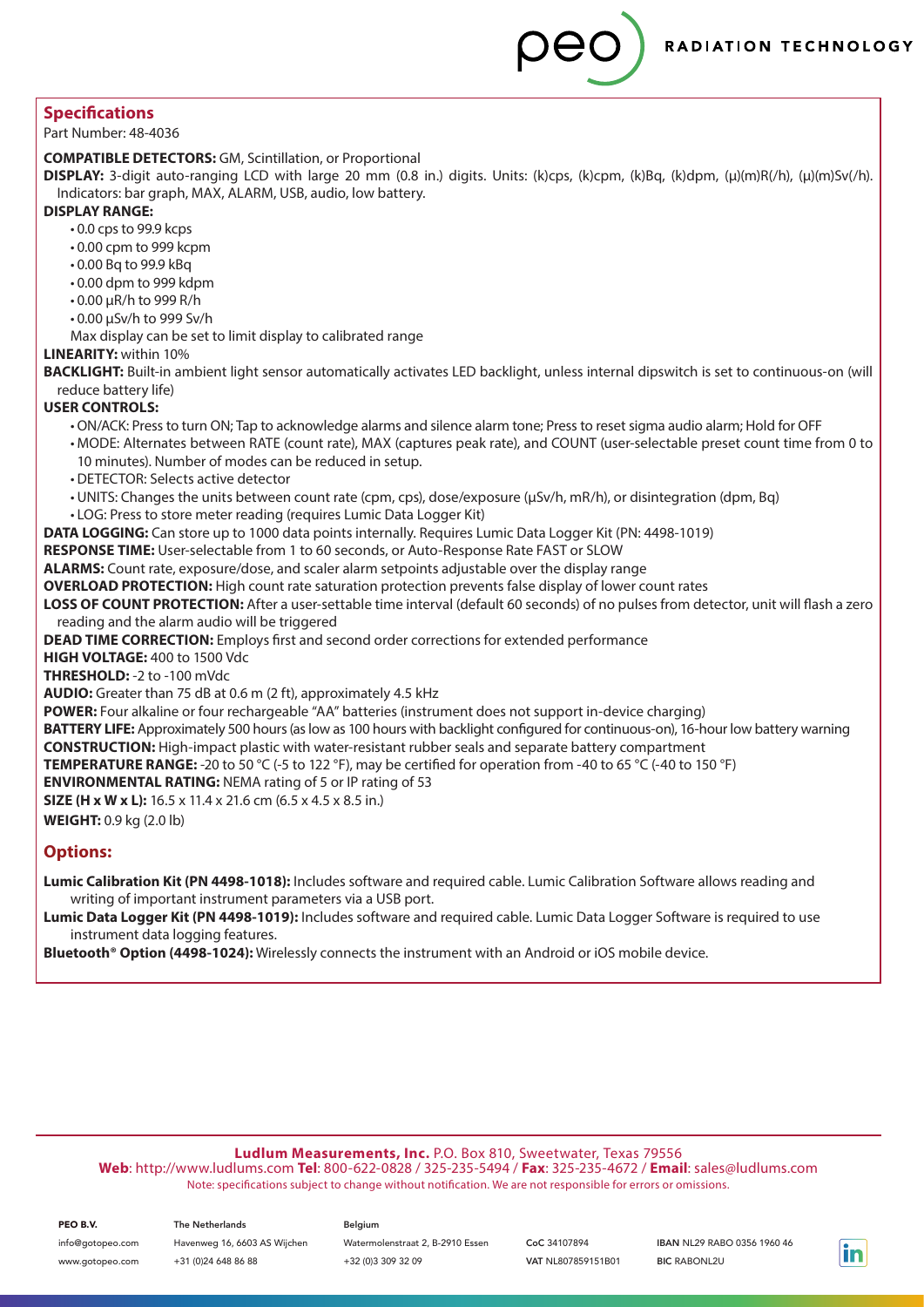## Specifications

Part Number: 48-4036

**COMPATIBLE DETECTORS:** GM, Scintillation, or Proportional

**DISPLAY:** 3-digit auto-ranging LCD with large 20 mm (0.8 in.) digits. Units: (k)cps, (k)cpm, (k)Bq, (k)dpm, (μ)(m)R(/h), (μ)(m)Sv(/h). Indicators: bar graph, MAX, ALARM, USB, audio, low battery.

**DISPLAY RANGE:**

- 0.0 cps to 99.9 kcps
- 0.00 cpm to 999 kcpm
- 0.00 Bq to 99.9 kBq
- 0.00 dpm to 999 kdpm
- 0.00 μR/h to 999 R/h
- 0.00 μSv/h to 999 Sv/h

Max display can be set to limit display to calibrated range

**LINEARITY:** within 10%

**BACKLIGHT:** Built-in ambient light sensor automatically activates LED backlight, unless internal dipswitch is set to continuous-on (will reduce battery life)

**USER CONTROLS:**

- ON/ACK: Press to turn ON; Tap to acknowledge alarms and silence alarm tone; Press to reset sigma audio alarm; Hold for OFF
- MODE: Alternates between RATE (count rate), MAX (captures peak rate), and COUNT (user-selectable preset count time from 0 to 10 minutes). Number of modes can be reduced in setup.
- DETECTOR: Selects active detector
- UNITS: Changes the units between count rate (cpm, cps), dose/exposure (μSv/h, mR/h), or disintegration (dpm, Bq)
- LOG: Press to store meter reading (requires Lumic Data Logger Kit)

**DATA LOGGING:** Can store up to 1000 data points internally. Requires Lumic Data Logger Kit (PN: 4498-1019)

**RESPONSE TIME:** User-selectable from 1 to 60 seconds, or Auto-Response Rate FAST or SLOW

**ALARMS:** Count rate, exposure/dose, and scaler alarm setpoints adjustable over the display range

**OVERLOAD PROTECTION:** High count rate saturation protection prevents false display of lower count rates

**LOSS OF COUNT PROTECTION:** After a user-settable time interval (default 60 seconds) of no pulses from detector, unit will flash a zero reading and the alarm audio will be triggered

**DEAD TIME CORRECTION:** Employs first and second order corrections for extended performance

**HIGH VOLTAGE:** 400 to 1500 Vdc

**THRESHOLD:** -2 to -100 mVdc

**AUDIO:** Greater than 75 dB at 0.6 m (2 ft), approximately 4.5 kHz

**POWER:** Four alkaline or four rechargeable "AA" batteries (instrument does not support in-device charging)

**BATTERY LIFE:** Approximately 500 hours (as low as 100 hours with backlight configured for continuous-on), 16-hour low battery warning

**CONSTRUCTION:** High-impact plastic with water-resistant rubber seals and separate battery compartment

**TEMPERATURE RANGE:** -20 to 50 °C (-5 to 122 °F), may be certified for operation from -40 to 65 °C (-40 to 150 °F)

**ENVIRONMENTAL RATING:** NEMA rating of 5 or IP rating of 53

**SIZE (H x W x L):** 16.5 x 11.4 x 21.6 cm (6.5 x 4.5 x 8.5 in.)

**WEIGHT:** 0.9 kg (2.0 lb)

## Options:

**Lumic Calibration Kit (PN 4498-1018):** Includes software and required cable. Lumic Calibration Software allows reading and writing of important instrument parameters via a USB port.

**Lumic Data Logger Kit (PN 4498-1019):** Includes software and required cable. Lumic Data Logger Software is required to use instrument data logging features.

**Bluetooth® Option (4498-1024):** Wirelessly connects the instrument with an Android or iOS mobile device.

**Ludlum Measurements, Inc.** P.O. Box 810, Sweetwater, Texas 79556
**Web**: http://www.ludlums.com **Tel**: 800-622-0828 / 325-235-5494 / **Fax**: 325-235-4672 / **Email**: sales@ludlums.com
Note: specifications subject to change without notification. We are not responsible for errors or omissions.